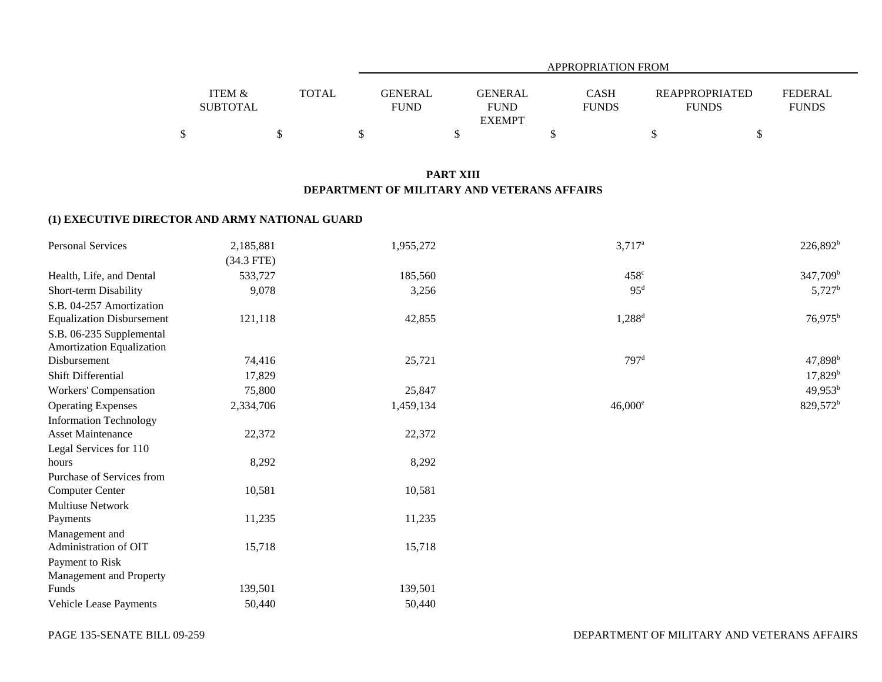| | ITEM & SUBTOTAL | TOTAL | APPROPRIATION FROM GENERAL FUND | GENERAL FUND EXEMPT | CASH FUNDS | REAPPROPRIATED FUNDS | FEDERAL FUNDS |
|---|---|---|---|---|---|---|---|
| | $ | $ | $ | $ | $ | $ | $ |

## PART XIII
## DEPARTMENT OF MILITARY AND VETERANS AFFAIRS

### (1) EXECUTIVE DIRECTOR AND ARMY NATIONAL GUARD

| | ITEM & SUBTOTAL | TOTAL | GENERAL FUND | GENERAL FUND EXEMPT | CASH FUNDS | REAPPROPRIATED FUNDS | FEDERAL FUNDS |
|---|---|---|---|---|---|---|---|
| Personal Services | 2,185,881 (34.3 FTE) | | 1,955,272 | | 3,717[a] | | 226,892[b] |
| Health, Life, and Dental | 533,727 | | 185,560 | | 458[c] | | 347,709[b] |
| Short-term Disability | 9,078 | | 3,256 | | 95[d] | | 5,727[b] |
| S.B. 04-257 Amortization Equalization Disbursement | 121,118 | | 42,855 | | 1,288[d] | | 76,975[b] |
| S.B. 06-235 Supplemental Amortization Equalization Disbursement | 74,416 | | 25,721 | | 797[d] | | 47,898[b] |
| Shift Differential | 17,829 | | | | | | 17,829[b] |
| Workers' Compensation | 75,800 | | 25,847 | | | | 49,953[b] |
| Operating Expenses | 2,334,706 | | 1,459,134 | | 46,000[e] | | 829,572[b] |
| Information Technology Asset Maintenance | 22,372 | | 22,372 | | | | |
| Legal Services for 110 hours | 8,292 | | 8,292 | | | | |
| Purchase of Services from Computer Center | 10,581 | | 10,581 | | | | |
| Multiuse Network Payments | 11,235 | | 11,235 | | | | |
| Management and Administration of OIT | 15,718 | | 15,718 | | | | |
| Payment to Risk Management and Property Funds | 139,501 | | 139,501 | | | | |
| Vehicle Lease Payments | 50,440 | | 50,440 | | | | |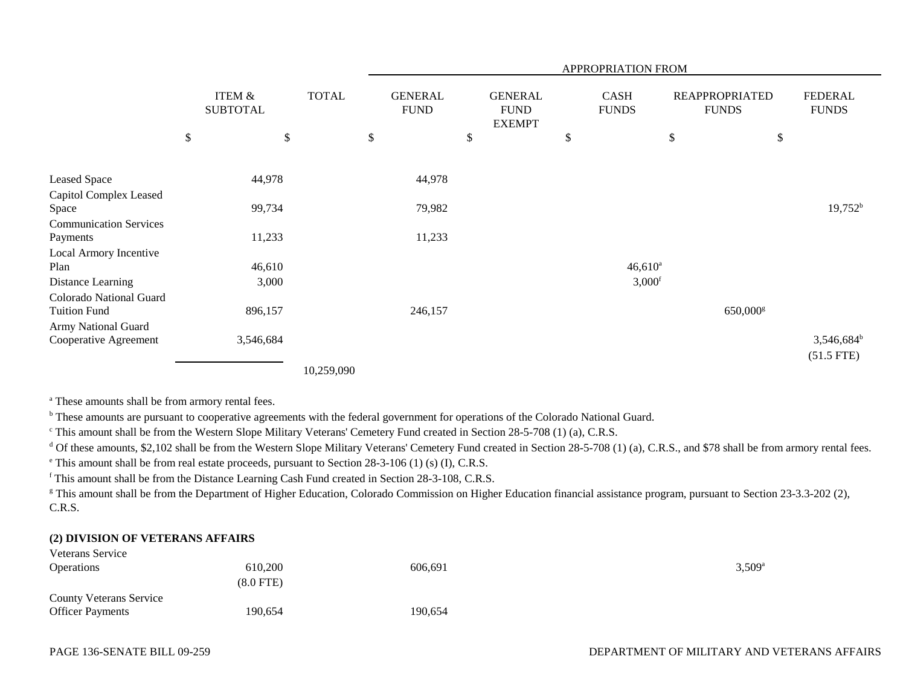| | ITEM & SUBTOTAL | TOTAL | GENERAL FUND | GENERAL FUND EXEMPT | CASH FUNDS | REAPPROPRIATED FUNDS | FEDERAL FUNDS |
|---|---|---|---|---|---|---|---|
| | | | APPROPRIATION FROM | | | | |
| | $ | $ | $ | $ | $ | $ | $ |
| Leased Space | 44,978 | | 44,978 | | | | |
| Capitol Complex Leased Space | 99,734 | | 79,982 | | | | 19,752[b] |
| Communication Services Payments | 11,233 | | 11,233 | | | | |
| Local Armory Incentive Plan | 46,610 | | | | 46,610[a] | | |
| Distance Learning | 3,000 | | | | 3,000[f] | | |
| Colorado National Guard Tuition Fund | 896,157 | | 246,157 | | | 650,000[g] | |
| Army National Guard Cooperative Agreement | 3,546,684 | | | | | | 3,546,684[b] (51.5 FTE) |
| | | 10,259,090 | | | | | |

[a] These amounts shall be from armory rental fees.

[b] These amounts are pursuant to cooperative agreements with the federal government for operations of the Colorado National Guard.

[c] This amount shall be from the Western Slope Military Veterans' Cemetery Fund created in Section 28-5-708 (1) (a), C.R.S.

[d] Of these amounts, $2,102 shall be from the Western Slope Military Veterans' Cemetery Fund created in Section 28-5-708 (1) (a), C.R.S., and $78 shall be from armory rental fees.

[e] This amount shall be from real estate proceeds, pursuant to Section 28-3-106 (1) (s) (I), C.R.S.

[f] This amount shall be from the Distance Learning Cash Fund created in Section 28-3-108, C.R.S.

[g] This amount shall be from the Department of Higher Education, Colorado Commission on Higher Education financial assistance program, pursuant to Section 23-3.3-202 (2), C.R.S.

**(2) DIVISION OF VETERANS AFFAIRS**

| | ITEM & SUBTOTAL | TOTAL | GENERAL FUND | GENERAL FUND EXEMPT | CASH FUNDS | REAPPROPRIATED FUNDS | FEDERAL FUNDS |
|---|---|---|---|---|---|---|---|
| Veterans Service Operations | 610,200 (8.0 FTE) | | 606,691 | | | 3,509[a] | |
| County Veterans Service Officer Payments | 190,654 | | 190,654 | | | | |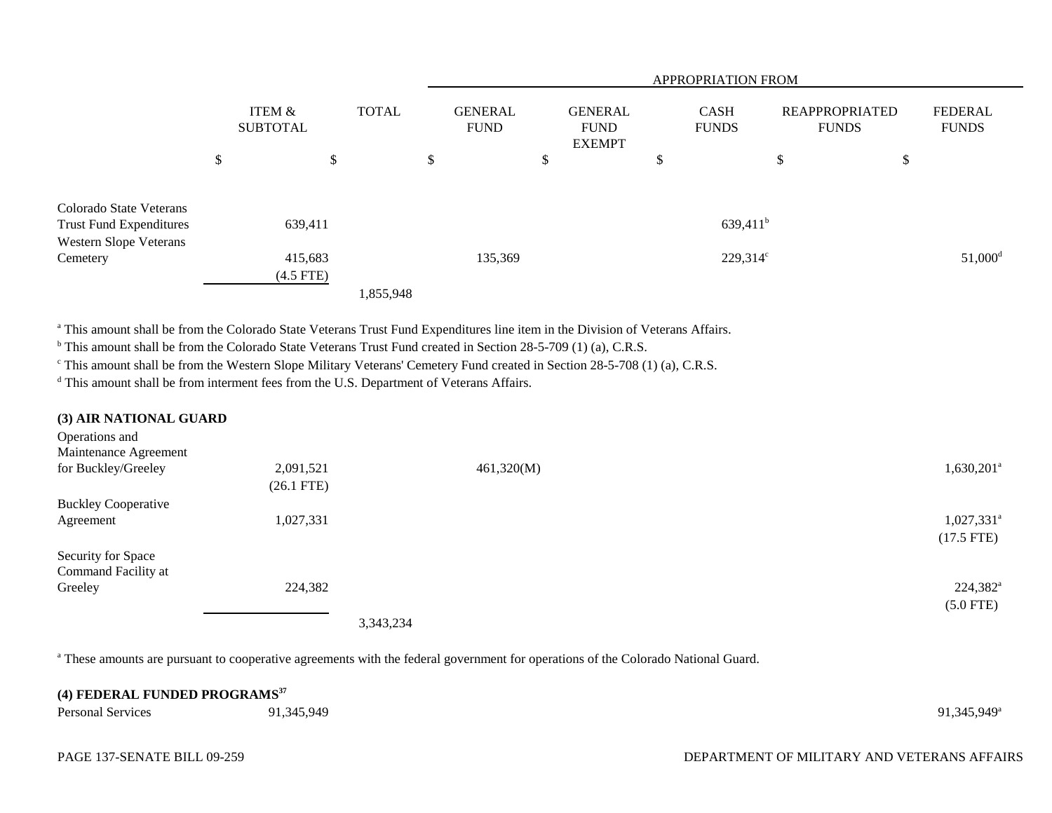| | ITEM & SUBTOTAL | TOTAL | APPROPRIATION FROM | | | | |
|---|---|---|---|---|---|---|---|
| | | | GENERAL FUND | GENERAL FUND EXEMPT | CASH FUNDS | REAPPROPRIATED FUNDS | FEDERAL FUNDS |
| | $ | $ | $ | $ | $ | $ | $ |
| Colorado State Veterans Trust Fund Expenditures | 639,411 | | | | 639,411[b] | | |
| Western Slope Veterans Cemetery | 415,683 (4.5 FTE) | | 135,369 | | 229,314[c] | | 51,000[d] |
| | | 1,855,948 | | | | | |

[a] This amount shall be from the Colorado State Veterans Trust Fund Expenditures line item in the Division of Veterans Affairs.
[b] This amount shall be from the Colorado State Veterans Trust Fund created in Section 28-5-709 (1) (a), C.R.S.
[c] This amount shall be from the Western Slope Military Veterans' Cemetery Fund created in Section 28-5-708 (1) (a), C.R.S.
[d] This amount shall be from interment fees from the U.S. Department of Veterans Affairs.

**(3) AIR NATIONAL GUARD**

| | ITEM & SUBTOTAL | TOTAL | GENERAL FUND | GENERAL FUND EXEMPT | CASH FUNDS | REAPPROPRIATED FUNDS | FEDERAL FUNDS |
|---|---|---|---|---|---|---|---|
| Operations and Maintenance Agreement for Buckley/Greeley | 2,091,521 (26.1 FTE) | | 461,320(M) | | | | 1,630,201[a] |
| Buckley Cooperative Agreement | 1,027,331 | | | | | | 1,027,331[a] (17.5 FTE) |
| Security for Space Command Facility at Greeley | 224,382 | | | | | | 224,382[a] (5.0 FTE) |
| | | 3,343,234 | | | | | |

[a] These amounts are pursuant to cooperative agreements with the federal government for operations of the Colorado National Guard.

**(4) FEDERAL FUNDED PROGRAMS[37]**

| | ITEM & SUBTOTAL | TOTAL | GENERAL FUND | GENERAL FUND EXEMPT | CASH FUNDS | REAPPROPRIATED FUNDS | FEDERAL FUNDS |
|---|---|---|---|---|---|---|---|
| Personal Services | 91,345,949 | | | | | | 91,345,949[a] |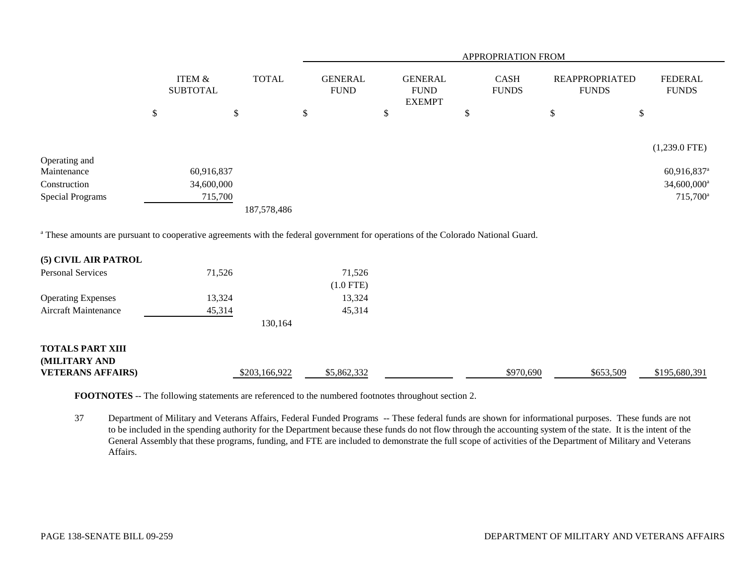| | ITEM & SUBTOTAL | TOTAL | APPROPRIATION FROM GENERAL FUND | GENERAL FUND EXEMPT | CASH FUNDS | REAPPROPRIATED FUNDS | FEDERAL FUNDS |
|---|---|---|---|---|---|---|---|
| | $ | $ | $ | $ | $ | $ | $ |
| | | | | | | | (1,239.0 FTE) |
| Operating and Maintenance | 60,916,837 | | | | | | 60,916,837[a] |
| Construction | 34,600,000 | | | | | | 34,600,000[a] |
| Special Programs | 715,700 | | | | | | 715,700[a] |
| | | 187,578,486 | | | | | |

[a] These amounts are pursuant to cooperative agreements with the federal government for operations of the Colorado National Guard.

| | ITEM & SUBTOTAL | TOTAL | GENERAL FUND | GENERAL FUND EXEMPT | CASH FUNDS | REAPPROPRIATED FUNDS | FEDERAL FUNDS |
|---|---|---|---|---|---|---|---|
| **(5) CIVIL AIR PATROL** | | | | | | | |
| Personal Services | 71,526 | | 71,526 | | | | |
| | | | (1.0 FTE) | | | | |
| Operating Expenses | 13,324 | | 13,324 | | | | |
| Aircraft Maintenance | 45,314 | | 45,314 | | | | |
| | | 130,164 | | | | | |
| **TOTALS PART XIII (MILITARY AND VETERANS AFFAIRS)** | | $203,166,922 | $5,862,332 | | $970,690 | $653,509 | $195,680,391 |

**FOOTNOTES** -- The following statements are referenced to the numbered footnotes throughout section 2.

37 Department of Military and Veterans Affairs, Federal Funded Programs -- These federal funds are shown for informational purposes. These funds are not to be included in the spending authority for the Department because these funds do not flow through the accounting system of the state. It is the intent of the General Assembly that these programs, funding, and FTE are included to demonstrate the full scope of activities of the Department of Military and Veterans Affairs.